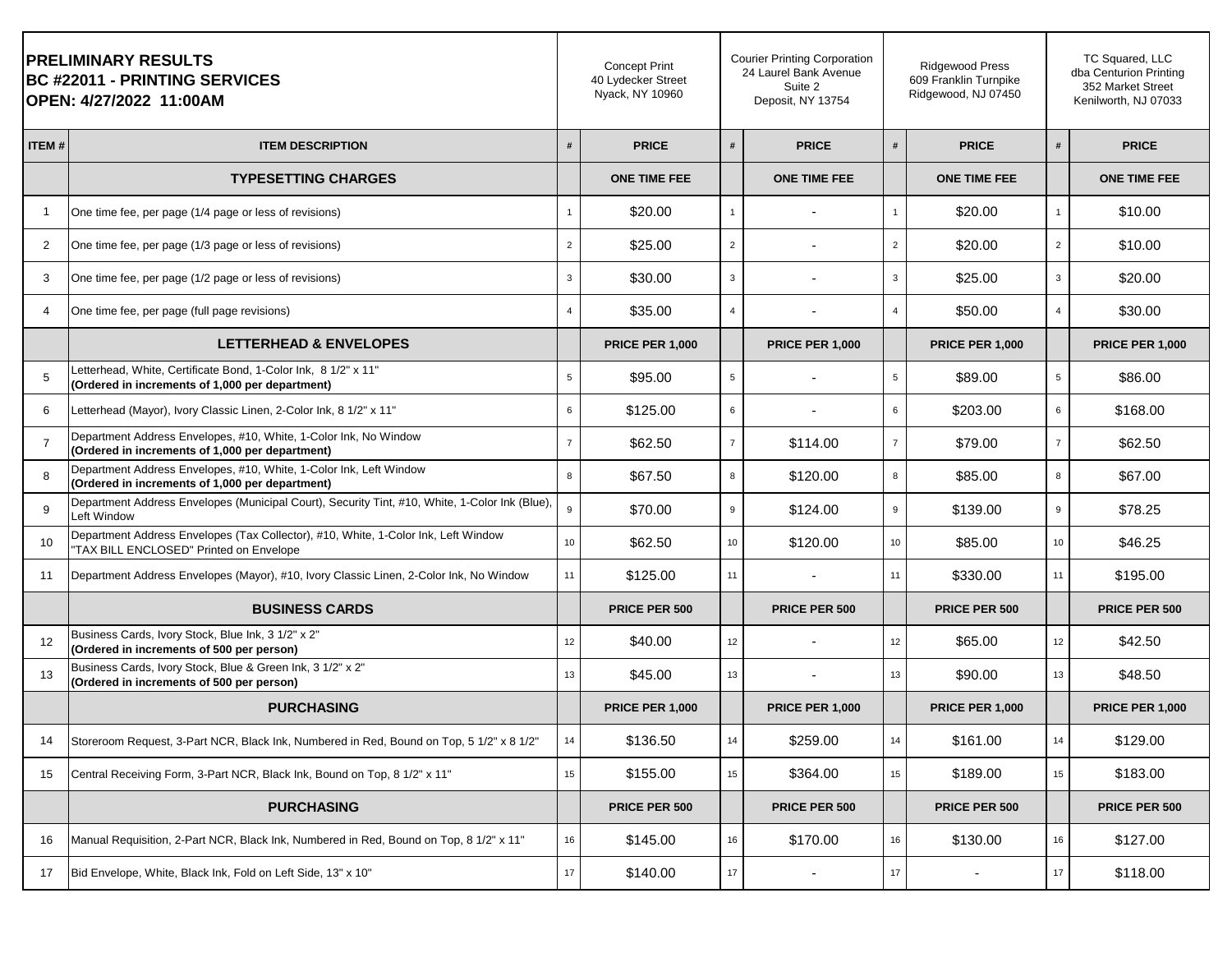**PRELIMINARY RESULTS**
**BC #22011 - PRINTING SERVICES**
**OPEN: 4/27/2022 11:00AM**

| ITEM # | ITEM DESCRIPTION | # | Concept Print<br>40 Lydecker Street<br>Nyack, NY 10960<br>PRICE | # | Courier Printing Corporation<br>24 Laurel Bank Avenue<br>Suite 2<br>Deposit, NY 13754<br>PRICE | # | Ridgewood Press<br>609 Franklin Turnpike<br>Ridgewood, NJ 07450<br>PRICE | # | TC Squared, LLC<br>dba Centurion Printing<br>352 Market Street<br>Kenilworth, NJ 07033<br>PRICE |
|---|---|---|---|---|---|---|---|---|---|
| | **TYPESETTING CHARGES** | | **ONE TIME FEE** | | **ONE TIME FEE** | | **ONE TIME FEE** | | **ONE TIME FEE** |
| 1 | One time fee, per page (1/4 page or less of revisions) | 1 | $20.00 | 1 | - | 1 | $20.00 | 1 | $10.00 |
| 2 | One time fee, per page (1/3 page or less of revisions) | 2 | $25.00 | 2 | - | 2 | $20.00 | 2 | $10.00 |
| 3 | One time fee, per page (1/2 page or less of revisions) | 3 | $30.00 | 3 | - | 3 | $25.00 | 3 | $20.00 |
| 4 | One time fee, per page (full page revisions) | 4 | $35.00 | 4 | - | 4 | $50.00 | 4 | $30.00 |
| | **LETTERHEAD & ENVELOPES** | | **PRICE PER 1,000** | | **PRICE PER 1,000** | | **PRICE PER 1,000** | | **PRICE PER 1,000** |
| 5 | Letterhead, White, Certificate Bond, 1-Color Ink, 8 1/2" x 11" **(Ordered in increments of 1,000 per department)** | 5 | $95.00 | 5 | - | 5 | $89.00 | 5 | $86.00 |
| 6 | Letterhead (Mayor), Ivory Classic Linen, 2-Color Ink, 8 1/2" x 11" | 6 | $125.00 | 6 | - | 6 | $203.00 | 6 | $168.00 |
| 7 | Department Address Envelopes, #10, White, 1-Color Ink, No Window **(Ordered in increments of 1,000 per department)** | 7 | $62.50 | 7 | $114.00 | 7 | $79.00 | 7 | $62.50 |
| 8 | Department Address Envelopes, #10, White, 1-Color Ink, Left Window **(Ordered in increments of 1,000 per department)** | 8 | $67.50 | 8 | $120.00 | 8 | $85.00 | 8 | $67.00 |
| 9 | Department Address Envelopes (Municipal Court), Security Tint, #10, White, 1-Color Ink (Blue), Left Window | 9 | $70.00 | 9 | $124.00 | 9 | $139.00 | 9 | $78.25 |
| 10 | Department Address Envelopes (Tax Collector), #10, White, 1-Color Ink, Left Window "TAX BILL ENCLOSED" Printed on Envelope | 10 | $62.50 | 10 | $120.00 | 10 | $85.00 | 10 | $46.25 |
| 11 | Department Address Envelopes (Mayor), #10, Ivory Classic Linen, 2-Color Ink, No Window | 11 | $125.00 | 11 | - | 11 | $330.00 | 11 | $195.00 |
| | **BUSINESS CARDS** | | **PRICE PER 500** | | **PRICE PER 500** | | **PRICE PER 500** | | **PRICE PER 500** |
| 12 | Business Cards, Ivory Stock, Blue Ink, 3 1/2" x 2" **(Ordered in increments of 500 per person)** | 12 | $40.00 | 12 | - | 12 | $65.00 | 12 | $42.50 |
| 13 | Business Cards, Ivory Stock, Blue & Green Ink, 3 1/2" x 2" **(Ordered in increments of 500 per person)** | 13 | $45.00 | 13 | - | 13 | $90.00 | 13 | $48.50 |
| | **PURCHASING** | | **PRICE PER 1,000** | | **PRICE PER 1,000** | | **PRICE PER 1,000** | | **PRICE PER 1,000** |
| 14 | Storeroom Request, 3-Part NCR, Black Ink, Numbered in Red, Bound on Top, 5 1/2" x 8 1/2" | 14 | $136.50 | 14 | $259.00 | 14 | $161.00 | 14 | $129.00 |
| 15 | Central Receiving Form, 3-Part NCR, Black Ink, Bound on Top, 8 1/2" x 11" | 15 | $155.00 | 15 | $364.00 | 15 | $189.00 | 15 | $183.00 |
| | **PURCHASING** | | **PRICE PER 500** | | **PRICE PER 500** | | **PRICE PER 500** | | **PRICE PER 500** |
| 16 | Manual Requisition, 2-Part NCR, Black Ink, Numbered in Red, Bound on Top, 8 1/2" x 11" | 16 | $145.00 | 16 | $170.00 | 16 | $130.00 | 16 | $127.00 |
| 17 | Bid Envelope, White, Black Ink, Fold on Left Side, 13" x 10" | 17 | $140.00 | 17 | - | 17 | - | 17 | $118.00 |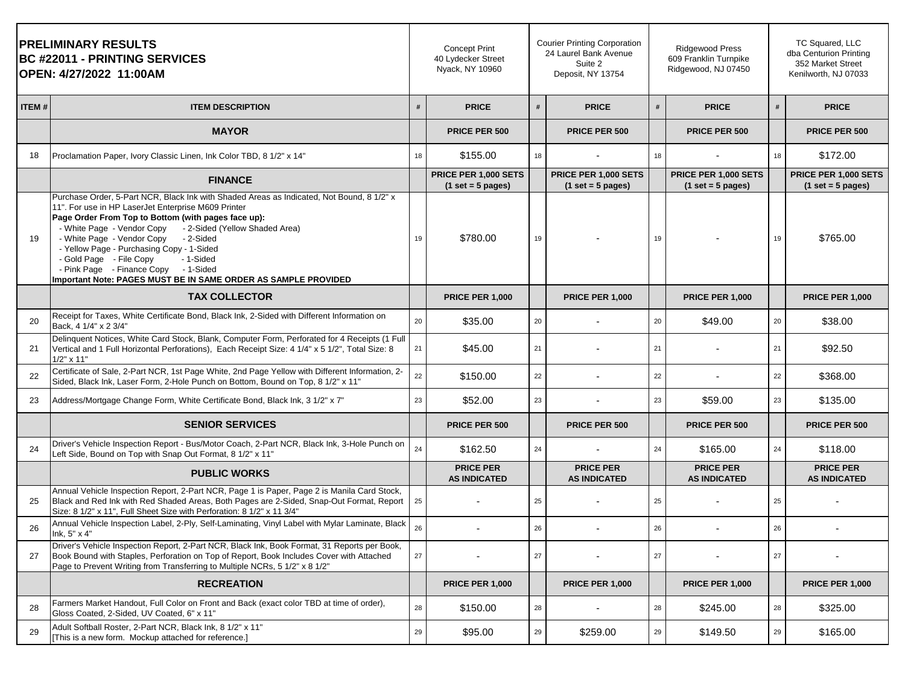| **PRELIMINARY RESULTS**<br>**BC #22011 - PRINTING SERVICES**<br>**OPEN: 4/27/2022 11:00AM** | | Concept Print<br>40 Lydecker Street<br>Nyack, NY 10960 | | Courier Printing Corporation<br>24 Laurel Bank Avenue<br>Suite 2<br>Deposit, NY 13754 | | Ridgewood Press<br>609 Franklin Turnpike<br>Ridgewood, NJ 07450 | | TC Squared, LLC<br>dba Centurion Printing<br>352 Market Street<br>Kenilworth, NJ 07033 | |
|---|---|---|---|---|---|---|---|---|---|
| **ITEM #** | **ITEM DESCRIPTION** | **#** | **PRICE** | **#** | **PRICE** | **#** | **PRICE** | **#** | **PRICE** |
| | **MAYOR** | | **PRICE PER 500** | | **PRICE PER 500** | | **PRICE PER 500** | | **PRICE PER 500** |
| 18 | Proclamation Paper, Ivory Classic Linen, Ink Color TBD, 8 1/2" x 14" | 18 | $155.00 | 18 | - | 18 | - | 18 | $172.00 |
| | **FINANCE** | | **PRICE PER 1,000 SETS (1 set = 5 pages)** | | **PRICE PER 1,000 SETS (1 set = 5 pages)** | | **PRICE PER 1,000 SETS (1 set = 5 pages)** | | **PRICE PER 1,000 SETS (1 set = 5 pages)** |
| 19 | Purchase Order, 5-Part NCR, Black Ink with Shaded Areas as Indicated, Not Bound, 8 1/2" x 11". For use in HP LaserJet Enterprise M609 Printer<br>**Page Order From Top to Bottom (with pages face up):**<br>- White Page - Vendor Copy - 2-Sided (Yellow Shaded Area)<br>- White Page - Vendor Copy - 2-Sided<br>- Yellow Page - Purchasing Copy - 1-Sided<br>- Gold Page - File Copy - 1-Sided<br>- Pink Page - Finance Copy - 1-Sided<br>**Important Note: PAGES MUST BE IN SAME ORDER AS SAMPLE PROVIDED** | 19 | $780.00 | 19 | - | 19 | - | 19 | $765.00 |
| | **TAX COLLECTOR** | | **PRICE PER 1,000** | | **PRICE PER 1,000** | | **PRICE PER 1,000** | | **PRICE PER 1,000** |
| 20 | Receipt for Taxes, White Certificate Bond, Black Ink, 2-Sided with Different Information on Back, 4 1/4" x 2 3/4" | 20 | $35.00 | 20 | - | 20 | $49.00 | 20 | $38.00 |
| 21 | Delinquent Notices, White Card Stock, Blank, Computer Form, Perforated for 4 Receipts (1 Full Vertical and 1 Full Horizontal Perforations), Each Receipt Size: 4 1/4" x 5 1/2", Total Size: 8 1/2" x 11" | 21 | $45.00 | 21 | - | 21 | - | 21 | $92.50 |
| 22 | Certificate of Sale, 2-Part NCR, 1st Page White, 2nd Page Yellow with Different Information, 2-Sided, Black Ink, Laser Form, 2-Hole Punch on Bottom, Bound on Top, 8 1/2" x 11" | 22 | $150.00 | 22 | - | 22 | - | 22 | $368.00 |
| 23 | Address/Mortgage Change Form, White Certificate Bond, Black Ink, 3 1/2" x 7" | 23 | $52.00 | 23 | - | 23 | $59.00 | 23 | $135.00 |
| | **SENIOR SERVICES** | | **PRICE PER 500** | | **PRICE PER 500** | | **PRICE PER 500** | | **PRICE PER 500** |
| 24 | Driver's Vehicle Inspection Report - Bus/Motor Coach, 2-Part NCR, Black Ink, 3-Hole Punch on Left Side, Bound on Top with Snap Out Format, 8 1/2" x 11" | 24 | $162.50 | 24 | - | 24 | $165.00 | 24 | $118.00 |
| | **PUBLIC WORKS** | | **PRICE PER AS INDICATED** | | **PRICE PER AS INDICATED** | | **PRICE PER AS INDICATED** | | **PRICE PER AS INDICATED** |
| 25 | Annual Vehicle Inspection Report, 2-Part NCR, Page 1 is Paper, Page 2 is Manila Card Stock, Black and Red Ink with Red Shaded Areas, Both Pages are 2-Sided, Snap-Out Format, Report Size: 8 1/2" x 11", Full Sheet Size with Perforation: 8 1/2" x 11 3/4" | 25 | - | 25 | - | 25 | - | 25 | - |
| 26 | Annual Vehicle Inspection Label, 2-Ply, Self-Laminating, Vinyl Label with Mylar Laminate, Black Ink, 5" x 4" | 26 | - | 26 | - | 26 | - | 26 | - |
| 27 | Driver's Vehicle Inspection Report, 2-Part NCR, Black Ink, Book Format, 31 Reports per Book, Book Bound with Staples, Perforation on Top of Report, Book Includes Cover with Attached Page to Prevent Writing from Transferring to Multiple NCRs, 5 1/2" x 8 1/2" | 27 | - | 27 | - | 27 | - | 27 | - |
| | **RECREATION** | | **PRICE PER 1,000** | | **PRICE PER 1,000** | | **PRICE PER 1,000** | | **PRICE PER 1,000** |
| 28 | Farmers Market Handout, Full Color on Front and Back (exact color TBD at time of order), Gloss Coated, 2-Sided, UV Coated, 6" x 11" | 28 | $150.00 | 28 | - | 28 | $245.00 | 28 | $325.00 |
| 29 | Adult Softball Roster, 2-Part NCR, Black Ink, 8 1/2" x 11"<br>[This is a new form. Mockup attached for reference.] | 29 | $95.00 | 29 | $259.00 | 29 | $149.50 | 29 | $165.00 |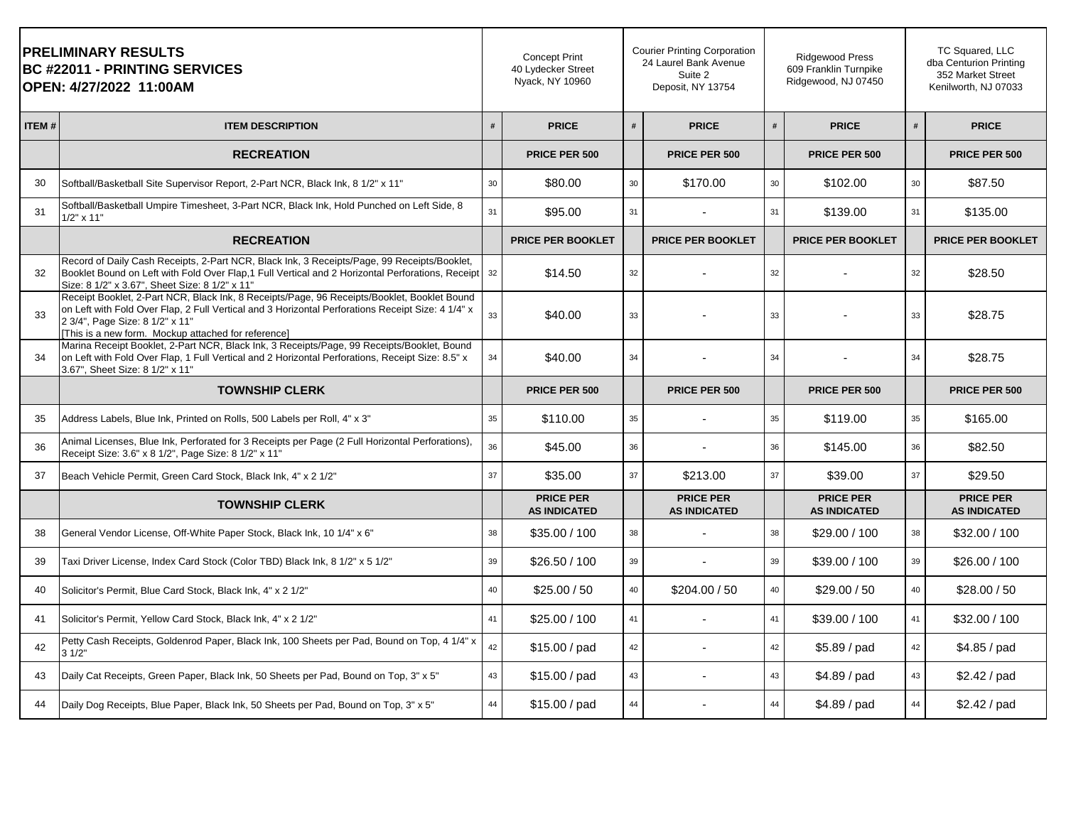**PRELIMINARY RESULTS**
**BC #22011 - PRINTING SERVICES**
**OPEN: 4/27/2022 11:00AM**

| ITEM # | ITEM DESCRIPTION | # | Concept Print 40 Lydecker Street Nyack, NY 10960 PRICE | # | Courier Printing Corporation 24 Laurel Bank Avenue Suite 2 Deposit, NY 13754 PRICE | # | Ridgewood Press 609 Franklin Turnpike Ridgewood, NJ 07450 PRICE | # | TC Squared, LLC dba Centurion Printing 352 Market Street Kenilworth, NJ 07033 PRICE |
|---|---|---|---|---|---|---|---|---|---|
| | **RECREATION** | | **PRICE PER 500** | | **PRICE PER 500** | | **PRICE PER 500** | | **PRICE PER 500** |
| 30 | Softball/Basketball Site Supervisor Report, 2-Part NCR, Black Ink, 8 1/2" x 11" | 30 | $80.00 | 30 | $170.00 | 30 | $102.00 | 30 | $87.50 |
| 31 | Softball/Basketball Umpire Timesheet, 3-Part NCR, Black Ink, Hold Punched on Left Side, 8 1/2" x 11" | 31 | $95.00 | 31 | - | 31 | $139.00 | 31 | $135.00 |
| | **RECREATION** | | **PRICE PER BOOKLET** | | **PRICE PER BOOKLET** | | **PRICE PER BOOKLET** | | **PRICE PER BOOKLET** |
| 32 | Record of Daily Cash Receipts, 2-Part NCR, Black Ink, 3 Receipts/Page, 99 Receipts/Booklet, Booklet Bound on Left with Fold Over Flap,1 Full Vertical and 2 Horizontal Perforations, Receipt Size: 8 1/2" x 3.67", Sheet Size: 8 1/2" x 11" | 32 | $14.50 | 32 | - | 32 | - | 32 | $28.50 |
| 33 | Receipt Booklet, 2-Part NCR, Black Ink, 8 Receipts/Page, 96 Receipts/Booklet, Booklet Bound on Left with Fold Over Flap, 2 Full Vertical and 3 Horizontal Perforations Receipt Size: 4 1/4" x 2 3/4", Page Size: 8 1/2" x 11" [This is a new form. Mockup attached for reference] | 33 | $40.00 | 33 | - | 33 | - | 33 | $28.75 |
| 34 | Marina Receipt Booklet, 2-Part NCR, Black Ink, 3 Receipts/Page, 99 Receipts/Booklet, Bound on Left with Fold Over Flap, 1 Full Vertical and 2 Horizontal Perforations, Receipt Size: 8.5" x 3.67", Sheet Size: 8 1/2" x 11" | 34 | $40.00 | 34 | - | 34 | - | 34 | $28.75 |
| | **TOWNSHIP CLERK** | | **PRICE PER 500** | | **PRICE PER 500** | | **PRICE PER 500** | | **PRICE PER 500** |
| 35 | Address Labels, Blue Ink, Printed on Rolls, 500 Labels per Roll, 4" x 3" | 35 | $110.00 | 35 | - | 35 | $119.00 | 35 | $165.00 |
| 36 | Animal Licenses, Blue Ink, Perforated for 3 Receipts per Page (2 Full Horizontal Perforations), Receipt Size: 3.6" x 8 1/2", Page Size: 8 1/2" x 11" | 36 | $45.00 | 36 | - | 36 | $145.00 | 36 | $82.50 |
| 37 | Beach Vehicle Permit, Green Card Stock, Black Ink, 4" x 2 1/2" | 37 | $35.00 | 37 | $213.00 | 37 | $39.00 | 37 | $29.50 |
| | **TOWNSHIP CLERK** | | **PRICE PER AS INDICATED** | | **PRICE PER AS INDICATED** | | **PRICE PER AS INDICATED** | | **PRICE PER AS INDICATED** |
| 38 | General Vendor License, Off-White Paper Stock, Black Ink, 10 1/4" x 6" | 38 | $35.00 / 100 | 38 | - | 38 | $29.00 / 100 | 38 | $32.00 / 100 |
| 39 | Taxi Driver License, Index Card Stock (Color TBD) Black Ink, 8 1/2" x 5 1/2" | 39 | $26.50 / 100 | 39 | - | 39 | $39.00 / 100 | 39 | $26.00 / 100 |
| 40 | Solicitor's Permit, Blue Card Stock, Black Ink, 4" x 2 1/2" | 40 | $25.00 / 50 | 40 | $204.00 / 50 | 40 | $29.00 / 50 | 40 | $28.00 / 50 |
| 41 | Solicitor's Permit, Yellow Card Stock, Black Ink, 4" x 2 1/2" | 41 | $25.00 / 100 | 41 | - | 41 | $39.00 / 100 | 41 | $32.00 / 100 |
| 42 | Petty Cash Receipts, Goldenrod Paper, Black Ink, 100 Sheets per Pad, Bound on Top, 4 1/4" x 3 1/2" | 42 | $15.00 / pad | 42 | - | 42 | $5.89 / pad | 42 | $4.85 / pad |
| 43 | Daily Cat Receipts, Green Paper, Black Ink, 50 Sheets per Pad, Bound on Top, 3" x 5" | 43 | $15.00 / pad | 43 | - | 43 | $4.89 / pad | 43 | $2.42 / pad |
| 44 | Daily Dog Receipts, Blue Paper, Black Ink, 50 Sheets per Pad, Bound on Top, 3" x 5" | 44 | $15.00 / pad | 44 | - | 44 | $4.89 / pad | 44 | $2.42 / pad |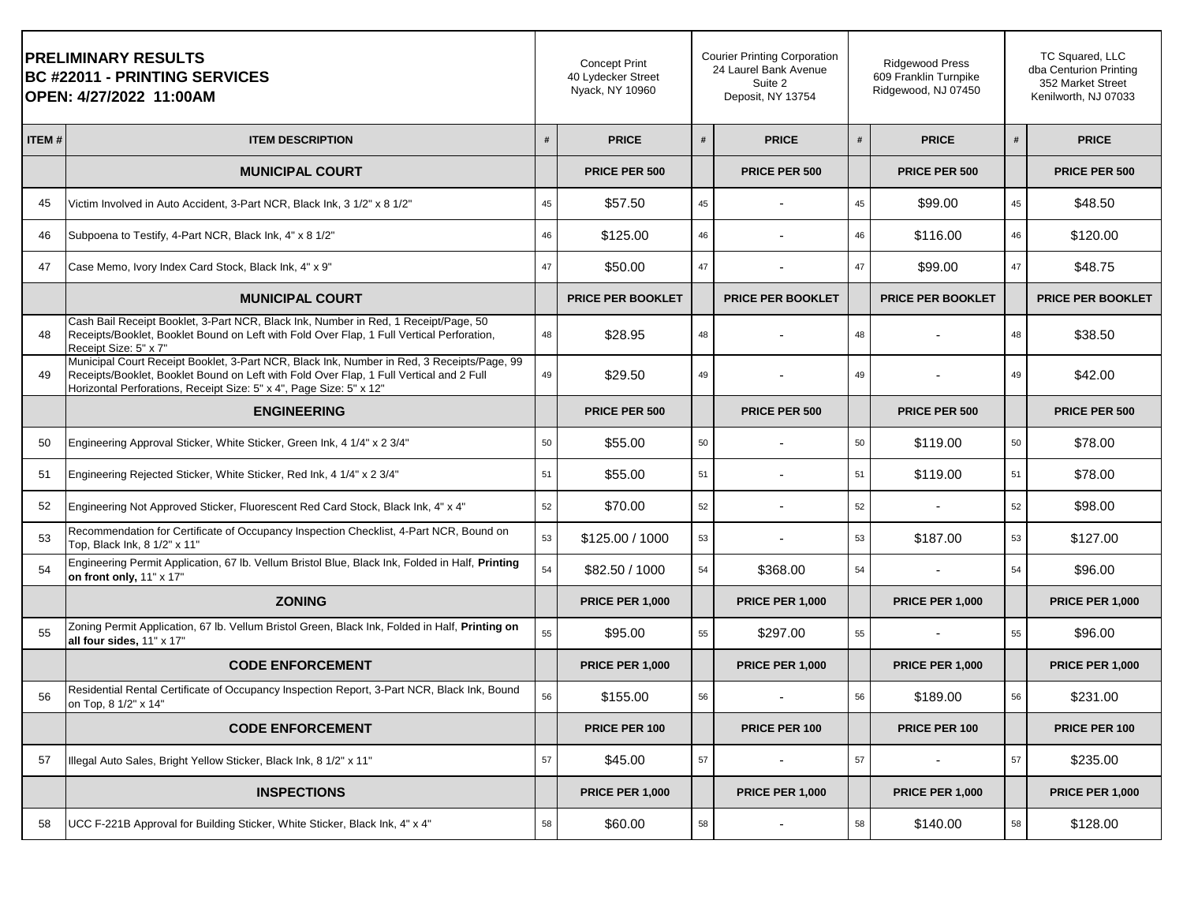**PRELIMINARY RESULTS**
**BC #22011 - PRINTING SERVICES**
**OPEN: 4/27/2022 11:00AM**

| ITEM # | ITEM DESCRIPTION | # | Concept Print 40 Lydecker Street Nyack, NY 10960 PRICE | # | Courier Printing Corporation 24 Laurel Bank Avenue Suite 2 Deposit, NY 13754 PRICE | # | Ridgewood Press 609 Franklin Turnpike Ridgewood, NJ 07450 PRICE | # | TC Squared, LLC dba Centurion Printing 352 Market Street Kenilworth, NJ 07033 PRICE |
|---|---|---|---|---|---|---|---|---|---|
| | **MUNICIPAL COURT** | | **PRICE PER 500** | | **PRICE PER 500** | | **PRICE PER 500** | | **PRICE PER 500** |
| 45 | Victim Involved in Auto Accident, 3-Part NCR, Black Ink, 3 1/2" x 8 1/2" | 45 | $57.50 | 45 | - | 45 | $99.00 | 45 | $48.50 |
| 46 | Subpoena to Testify, 4-Part NCR, Black Ink, 4" x 8 1/2" | 46 | $125.00 | 46 | - | 46 | $116.00 | 46 | $120.00 |
| 47 | Case Memo, Ivory Index Card Stock, Black Ink, 4" x 9" | 47 | $50.00 | 47 | - | 47 | $99.00 | 47 | $48.75 |
| | **MUNICIPAL COURT** | | **PRICE PER BOOKLET** | | **PRICE PER BOOKLET** | | **PRICE PER BOOKLET** | | **PRICE PER BOOKLET** |
| 48 | Cash Bail Receipt Booklet, 3-Part NCR, Black Ink, Number in Red, 1 Receipt/Page, 50 Receipts/Booklet, Booklet Bound on Left with Fold Over Flap, 1 Full Vertical Perforation, Receipt Size: 5" x 7" | 48 | $28.95 | 48 | - | 48 | - | 48 | $38.50 |
| 49 | Municipal Court Receipt Booklet, 3-Part NCR, Black Ink, Number in Red, 3 Receipts/Page, 99 Receipts/Booklet, Booklet Bound on Left with Fold Over Flap, 1 Full Vertical and 2 Full Horizontal Perforations, Receipt Size: 5" x 4", Page Size: 5" x 12" | 49 | $29.50 | 49 | - | 49 | - | 49 | $42.00 |
| | **ENGINEERING** | | **PRICE PER 500** | | **PRICE PER 500** | | **PRICE PER 500** | | **PRICE PER 500** |
| 50 | Engineering Approval Sticker, White Sticker, Green Ink, 4 1/4" x 2 3/4" | 50 | $55.00 | 50 | - | 50 | $119.00 | 50 | $78.00 |
| 51 | Engineering Rejected Sticker, White Sticker, Red Ink, 4 1/4" x 2 3/4" | 51 | $55.00 | 51 | - | 51 | $119.00 | 51 | $78.00 |
| 52 | Engineering Not Approved Sticker, Fluorescent Red Card Stock, Black Ink, 4" x 4" | 52 | $70.00 | 52 | - | 52 | - | 52 | $98.00 |
| 53 | Recommendation for Certificate of Occupancy Inspection Checklist, 4-Part NCR, Bound on Top, Black Ink, 8 1/2" x 11" | 53 | $125.00 / 1000 | 53 | - | 53 | $187.00 | 53 | $127.00 |
| 54 | Engineering Permit Application, 67 lb. Vellum Bristol Blue, Black Ink, Folded in Half, **Printing on front only,** 11" x 17" | 54 | $82.50 / 1000 | 54 | $368.00 | 54 | - | 54 | $96.00 |
| | **ZONING** | | **PRICE PER 1,000** | | **PRICE PER 1,000** | | **PRICE PER 1,000** | | **PRICE PER 1,000** |
| 55 | Zoning Permit Application, 67 lb. Vellum Bristol Green, Black Ink, Folded in Half, **Printing on all four sides,** 11" x 17" | 55 | $95.00 | 55 | $297.00 | 55 | - | 55 | $96.00 |
| | **CODE ENFORCEMENT** | | **PRICE PER 1,000** | | **PRICE PER 1,000** | | **PRICE PER 1,000** | | **PRICE PER 1,000** |
| 56 | Residential Rental Certificate of Occupancy Inspection Report, 3-Part NCR, Black Ink, Bound on Top, 8 1/2" x 14" | 56 | $155.00 | 56 | - | 56 | $189.00 | 56 | $231.00 |
| | **CODE ENFORCEMENT** | | **PRICE PER 100** | | **PRICE PER 100** | | **PRICE PER 100** | | **PRICE PER 100** |
| 57 | Illegal Auto Sales, Bright Yellow Sticker, Black Ink, 8 1/2" x 11" | 57 | $45.00 | 57 | - | 57 | - | 57 | $235.00 |
| | **INSPECTIONS** | | **PRICE PER 1,000** | | **PRICE PER 1,000** | | **PRICE PER 1,000** | | **PRICE PER 1,000** |
| 58 | UCC F-221B Approval for Building Sticker, White Sticker, Black Ink, 4" x 4" | 58 | $60.00 | 58 | - | 58 | $140.00 | 58 | $128.00 |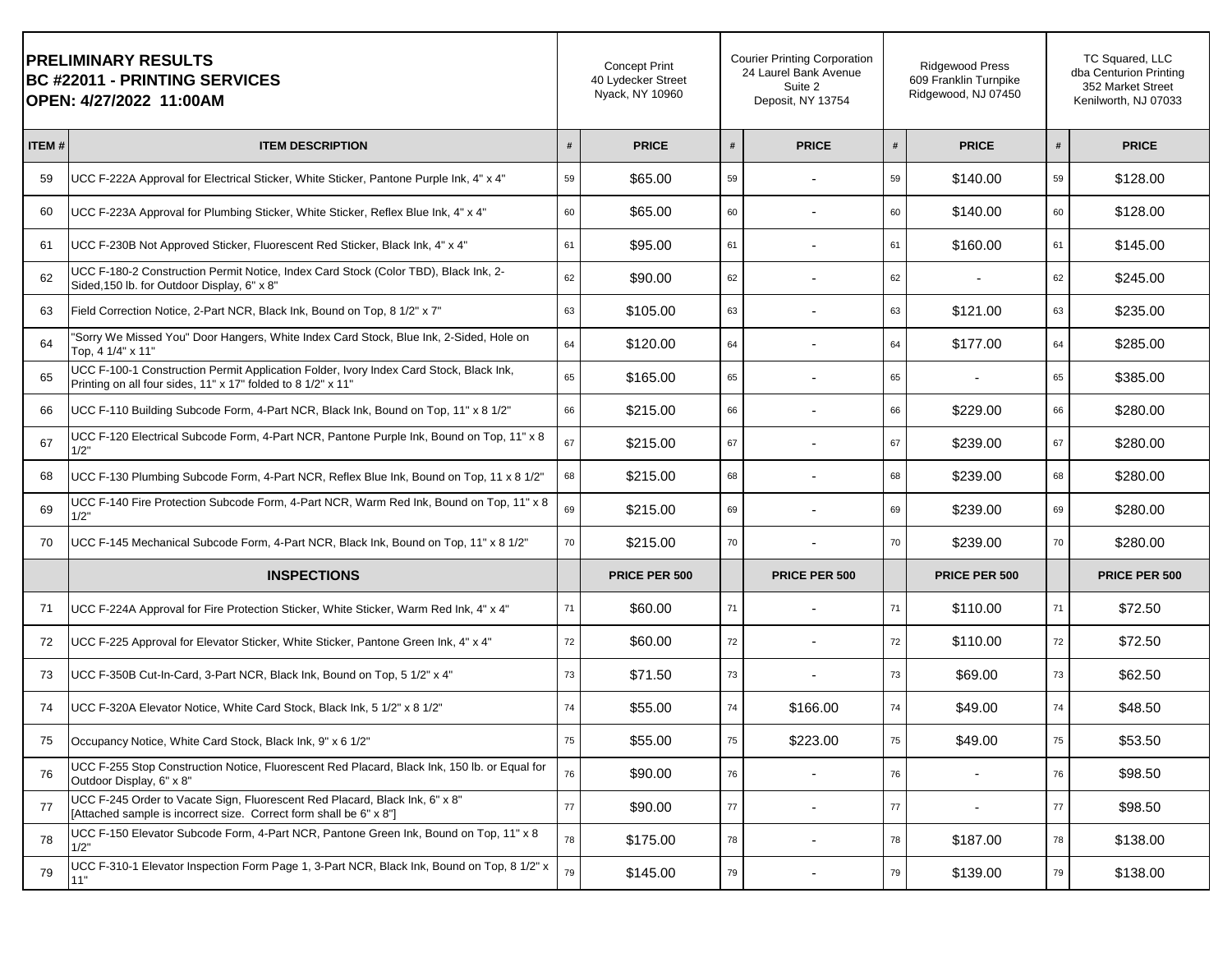**PRELIMINARY RESULTS**
**BC #22011 - PRINTING SERVICES**
**OPEN: 4/27/2022 11:00AM**

| ITEM # | ITEM DESCRIPTION | # | Concept Print<br>40 Lydecker Street<br>Nyack, NY 10960<br>PRICE | # | Courier Printing Corporation<br>24 Laurel Bank Avenue<br>Suite 2<br>Deposit, NY 13754<br>PRICE | # | Ridgewood Press<br>609 Franklin Turnpike<br>Ridgewood, NJ 07450<br>PRICE | # | TC Squared, LLC<br>dba Centurion Printing<br>352 Market Street<br>Kenilworth, NJ 07033<br>PRICE |
|---|---|---|---|---|---|---|---|---|---|
| 59 | UCC F-222A Approval for Electrical Sticker, White Sticker, Pantone Purple Ink, 4" x 4" | 59 | $65.00 | 59 | - | 59 | $140.00 | 59 | $128.00 |
| 60 | UCC F-223A Approval for Plumbing Sticker, White Sticker, Reflex Blue Ink, 4" x 4" | 60 | $65.00 | 60 | - | 60 | $140.00 | 60 | $128.00 |
| 61 | UCC F-230B Not Approved Sticker, Fluorescent Red Sticker, Black Ink, 4" x 4" | 61 | $95.00 | 61 | - | 61 | $160.00 | 61 | $145.00 |
| 62 | UCC F-180-2 Construction Permit Notice, Index Card Stock (Color TBD), Black Ink, 2-Sided,150 lb. for Outdoor Display, 6" x 8" | 62 | $90.00 | 62 | - | 62 | - | 62 | $245.00 |
| 63 | Field Correction Notice, 2-Part NCR, Black Ink, Bound on Top, 8 1/2" x 7" | 63 | $105.00 | 63 | - | 63 | $121.00 | 63 | $235.00 |
| 64 | "Sorry We Missed You" Door Hangers, White Index Card Stock, Blue Ink, 2-Sided, Hole on Top, 4 1/4" x 11" | 64 | $120.00 | 64 | - | 64 | $177.00 | 64 | $285.00 |
| 65 | UCC F-100-1 Construction Permit Application Folder, Ivory Index Card Stock, Black Ink, Printing on all four sides, 11" x 17" folded to 8 1/2" x 11" | 65 | $165.00 | 65 | - | 65 | - | 65 | $385.00 |
| 66 | UCC F-110 Building Subcode Form, 4-Part NCR, Black Ink, Bound on Top, 11" x 8 1/2" | 66 | $215.00 | 66 | - | 66 | $229.00 | 66 | $280.00 |
| 67 | UCC F-120 Electrical Subcode Form, 4-Part NCR, Pantone Purple Ink, Bound on Top, 11" x 8 1/2" | 67 | $215.00 | 67 | - | 67 | $239.00 | 67 | $280.00 |
| 68 | UCC F-130 Plumbing Subcode Form, 4-Part NCR, Reflex Blue Ink, Bound on Top, 11 x 8 1/2" | 68 | $215.00 | 68 | - | 68 | $239.00 | 68 | $280.00 |
| 69 | UCC F-140 Fire Protection Subcode Form, 4-Part NCR, Warm Red Ink, Bound on Top, 11" x 8 1/2" | 69 | $215.00 | 69 | - | 69 | $239.00 | 69 | $280.00 |
| 70 | UCC F-145 Mechanical Subcode Form, 4-Part NCR, Black Ink, Bound on Top, 11" x 8 1/2" | 70 | $215.00 | 70 | - | 70 | $239.00 | 70 | $280.00 |
| | **INSPECTIONS** | | **PRICE PER 500** | | **PRICE PER 500** | | **PRICE PER 500** | | **PRICE PER 500** |
| 71 | UCC F-224A Approval for Fire Protection Sticker, White Sticker, Warm Red Ink, 4" x 4" | 71 | $60.00 | 71 | - | 71 | $110.00 | 71 | $72.50 |
| 72 | UCC F-225 Approval for Elevator Sticker, White Sticker, Pantone Green Ink, 4" x 4" | 72 | $60.00 | 72 | - | 72 | $110.00 | 72 | $72.50 |
| 73 | UCC F-350B Cut-In-Card, 3-Part NCR, Black Ink, Bound on Top, 5 1/2" x 4" | 73 | $71.50 | 73 | - | 73 | $69.00 | 73 | $62.50 |
| 74 | UCC F-320A Elevator Notice, White Card Stock, Black Ink, 5 1/2" x 8 1/2" | 74 | $55.00 | 74 | $166.00 | 74 | $49.00 | 74 | $48.50 |
| 75 | Occupancy Notice, White Card Stock, Black Ink, 9" x 6 1/2" | 75 | $55.00 | 75 | $223.00 | 75 | $49.00 | 75 | $53.50 |
| 76 | UCC F-255 Stop Construction Notice, Fluorescent Red Placard, Black Ink, 150 lb. or Equal for Outdoor Display, 6" x 8" | 76 | $90.00 | 76 | - | 76 | - | 76 | $98.50 |
| 77 | UCC F-245 Order to Vacate Sign, Fluorescent Red Placard, Black Ink, 6" x 8" [Attached sample is incorrect size. Correct form shall be 6" x 8"] | 77 | $90.00 | 77 | - | 77 | - | 77 | $98.50 |
| 78 | UCC F-150 Elevator Subcode Form, 4-Part NCR, Pantone Green Ink, Bound on Top, 11" x 8 1/2" | 78 | $175.00 | 78 | - | 78 | $187.00 | 78 | $138.00 |
| 79 | UCC F-310-1 Elevator Inspection Form Page 1, 3-Part NCR, Black Ink, Bound on Top, 8 1/2" x 11" | 79 | $145.00 | 79 | - | 79 | $139.00 | 79 | $138.00 |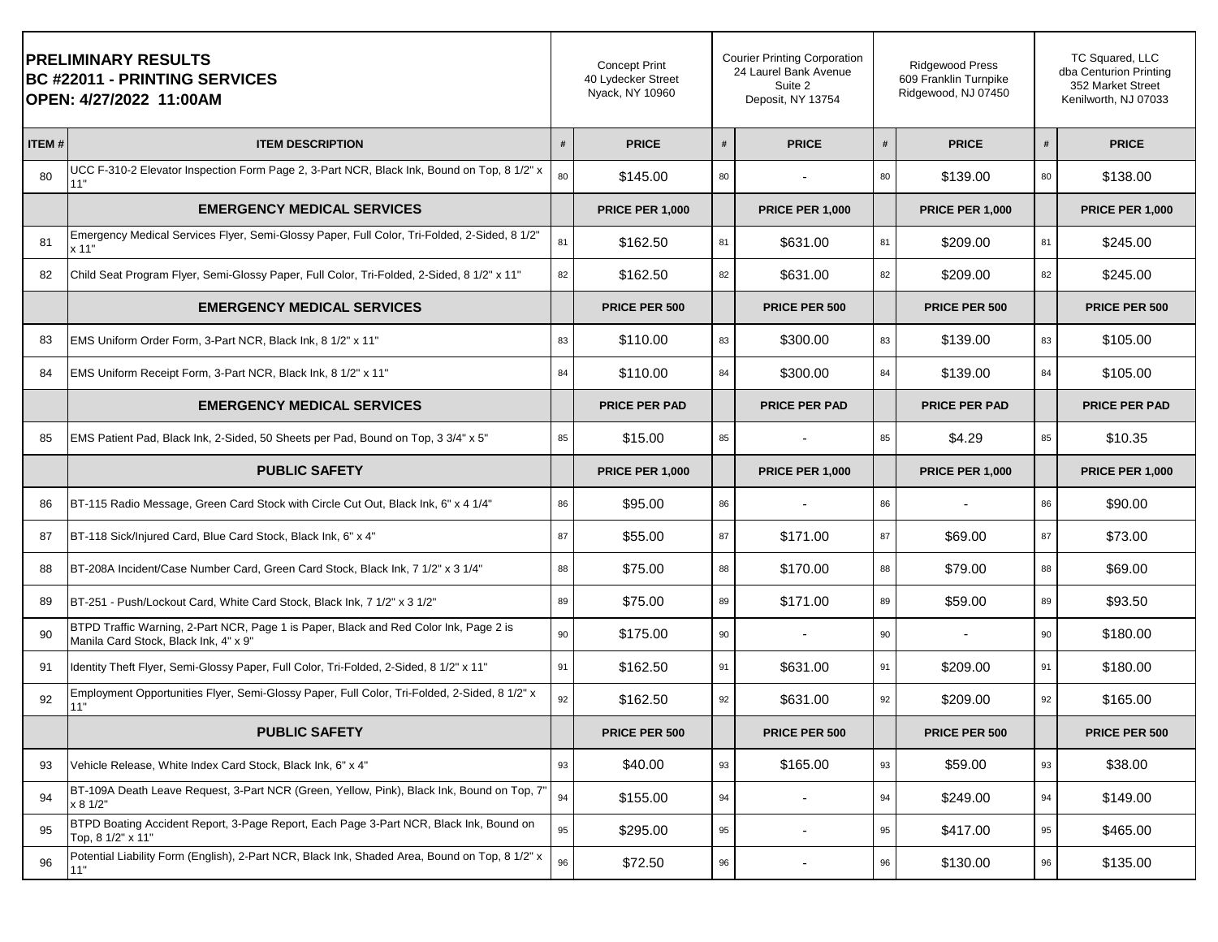**PRELIMINARY RESULTS**
**BC #22011 - PRINTING SERVICES**
**OPEN: 4/27/2022 11:00AM**

| ITEM # | ITEM DESCRIPTION | # | Concept Print 40 Lydecker Street Nyack, NY 10960 PRICE | # | Courier Printing Corporation 24 Laurel Bank Avenue Suite 2 Deposit, NY 13754 PRICE | # | Ridgewood Press 609 Franklin Turnpike Ridgewood, NJ 07450 PRICE | # | TC Squared, LLC dba Centurion Printing 352 Market Street Kenilworth, NJ 07033 PRICE |
|---|---|---|---|---|---|---|---|---|---|
| 80 | UCC F-310-2 Elevator Inspection Form Page 2, 3-Part NCR, Black Ink, Bound on Top, 8 1/2" x 11" | 80 | $145.00 | 80 | - | 80 | $139.00 | 80 | $138.00 |
| | **EMERGENCY MEDICAL SERVICES** | | **PRICE PER 1,000** | | **PRICE PER 1,000** | | **PRICE PER 1,000** | | **PRICE PER 1,000** |
| 81 | Emergency Medical Services Flyer, Semi-Glossy Paper, Full Color, Tri-Folded, 2-Sided, 8 1/2" x 11" | 81 | $162.50 | 81 | $631.00 | 81 | $209.00 | 81 | $245.00 |
| 82 | Child Seat Program Flyer, Semi-Glossy Paper, Full Color, Tri-Folded, 2-Sided, 8 1/2" x 11" | 82 | $162.50 | 82 | $631.00 | 82 | $209.00 | 82 | $245.00 |
| | **EMERGENCY MEDICAL SERVICES** | | **PRICE PER 500** | | **PRICE PER 500** | | **PRICE PER 500** | | **PRICE PER 500** |
| 83 | EMS Uniform Order Form, 3-Part NCR, Black Ink, 8 1/2" x 11" | 83 | $110.00 | 83 | $300.00 | 83 | $139.00 | 83 | $105.00 |
| 84 | EMS Uniform Receipt Form, 3-Part NCR, Black Ink, 8 1/2" x 11" | 84 | $110.00 | 84 | $300.00 | 84 | $139.00 | 84 | $105.00 |
| | **EMERGENCY MEDICAL SERVICES** | | **PRICE PER PAD** | | **PRICE PER PAD** | | **PRICE PER PAD** | | **PRICE PER PAD** |
| 85 | EMS Patient Pad, Black Ink, 2-Sided, 50 Sheets per Pad, Bound on Top, 3 3/4" x 5" | 85 | $15.00 | 85 | - | 85 | $4.29 | 85 | $10.35 |
| | **PUBLIC SAFETY** | | **PRICE PER 1,000** | | **PRICE PER 1,000** | | **PRICE PER 1,000** | | **PRICE PER 1,000** |
| 86 | BT-115 Radio Message, Green Card Stock with Circle Cut Out, Black Ink, 6" x 4 1/4" | 86 | $95.00 | 86 | - | 86 | - | 86 | $90.00 |
| 87 | BT-118 Sick/Injured Card, Blue Card Stock, Black Ink, 6" x 4" | 87 | $55.00 | 87 | $171.00 | 87 | $69.00 | 87 | $73.00 |
| 88 | BT-208A Incident/Case Number Card, Green Card Stock, Black Ink, 7 1/2" x 3 1/4" | 88 | $75.00 | 88 | $170.00 | 88 | $79.00 | 88 | $69.00 |
| 89 | BT-251 - Push/Lockout Card, White Card Stock, Black Ink, 7 1/2" x 3 1/2" | 89 | $75.00 | 89 | $171.00 | 89 | $59.00 | 89 | $93.50 |
| 90 | BTPD Traffic Warning, 2-Part NCR, Page 1 is Paper, Black and Red Color Ink, Page 2 is Manila Card Stock, Black Ink, 4" x 9" | 90 | $175.00 | 90 | - | 90 | - | 90 | $180.00 |
| 91 | Identity Theft Flyer, Semi-Glossy Paper, Full Color, Tri-Folded, 2-Sided, 8 1/2" x 11" | 91 | $162.50 | 91 | $631.00 | 91 | $209.00 | 91 | $180.00 |
| 92 | Employment Opportunities Flyer, Semi-Glossy Paper, Full Color, Tri-Folded, 2-Sided, 8 1/2" x 11" | 92 | $162.50 | 92 | $631.00 | 92 | $209.00 | 92 | $165.00 |
| | **PUBLIC SAFETY** | | **PRICE PER 500** | | **PRICE PER 500** | | **PRICE PER 500** | | **PRICE PER 500** |
| 93 | Vehicle Release, White Index Card Stock, Black Ink, 6" x 4" | 93 | $40.00 | 93 | $165.00 | 93 | $59.00 | 93 | $38.00 |
| 94 | BT-109A Death Leave Request, 3-Part NCR (Green, Yellow, Pink), Black Ink, Bound on Top, 7" x 8 1/2" | 94 | $155.00 | 94 | - | 94 | $249.00 | 94 | $149.00 |
| 95 | BTPD Boating Accident Report, 3-Page Report, Each Page 3-Part NCR, Black Ink, Bound on Top, 8 1/2" x 11" | 95 | $295.00 | 95 | - | 95 | $417.00 | 95 | $465.00 |
| 96 | Potential Liability Form (English), 2-Part NCR, Black Ink, Shaded Area, Bound on Top, 8 1/2" x 11" | 96 | $72.50 | 96 | - | 96 | $130.00 | 96 | $135.00 |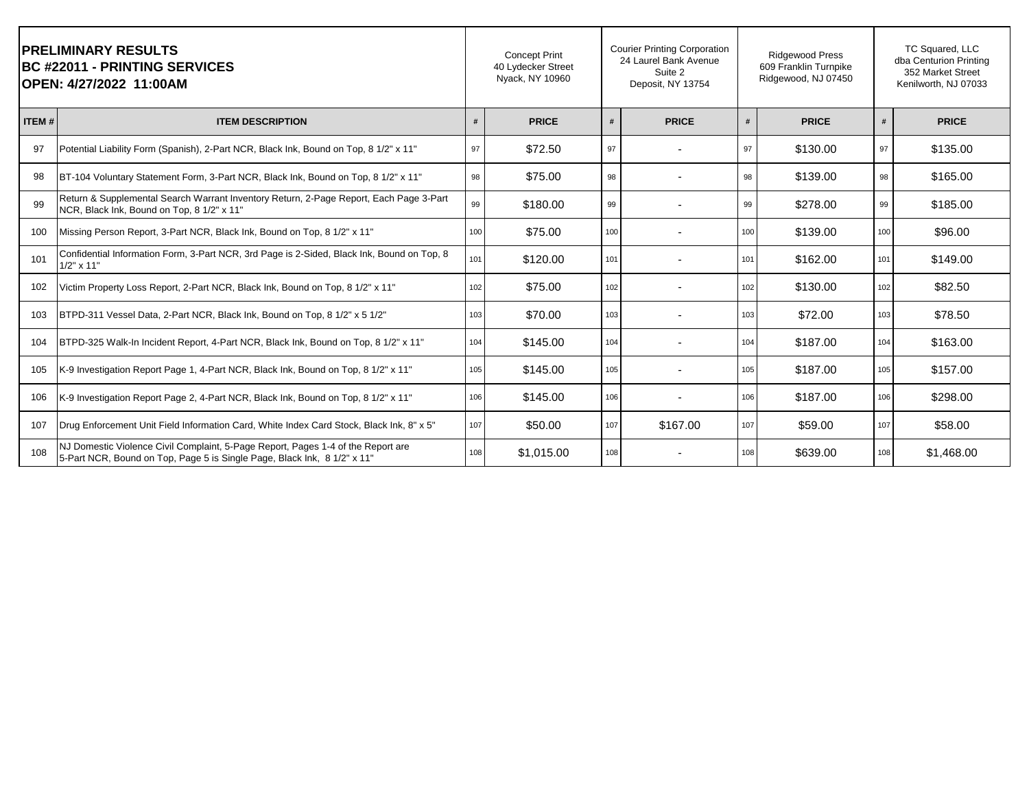| **PRELIMINARY RESULTS**<br>**BC #22011 - PRINTING SERVICES**<br>**OPEN: 4/27/2022 11:00AM** | | Concept Print<br>40 Lydecker Street<br>Nyack, NY 10960 | | Courier Printing Corporation<br>24 Laurel Bank Avenue<br>Suite 2<br>Deposit, NY 13754 | | Ridgewood Press<br>609 Franklin Turnpike<br>Ridgewood, NJ 07450 | | TC Squared, LLC<br>dba Centurion Printing<br>352 Market Street<br>Kenilworth, NJ 07033 | |
|---|---|---|---|---|---|---|---|---|---|
| **ITEM #** | **ITEM DESCRIPTION** | **#** | **PRICE** | **#** | **PRICE** | **#** | **PRICE** | **#** | **PRICE** |
| 97 | Potential Liability Form (Spanish), 2-Part NCR, Black Ink, Bound on Top, 8 1/2" x 11" | 97 | $72.50 | 97 | - | 97 | $130.00 | 97 | $135.00 |
| 98 | BT-104 Voluntary Statement Form, 3-Part NCR, Black Ink, Bound on Top, 8 1/2" x 11" | 98 | $75.00 | 98 | - | 98 | $139.00 | 98 | $165.00 |
| 99 | Return & Supplemental Search Warrant Inventory Return, 2-Page Report, Each Page 3-Part NCR, Black Ink, Bound on Top, 8 1/2" x 11" | 99 | $180.00 | 99 | - | 99 | $278.00 | 99 | $185.00 |
| 100 | Missing Person Report, 3-Part NCR, Black Ink, Bound on Top, 8 1/2" x 11" | 100 | $75.00 | 100 | - | 100 | $139.00 | 100 | $96.00 |
| 101 | Confidential Information Form, 3-Part NCR, 3rd Page is 2-Sided, Black Ink, Bound on Top, 8 1/2" x 11" | 101 | $120.00 | 101 | - | 101 | $162.00 | 101 | $149.00 |
| 102 | Victim Property Loss Report, 2-Part NCR, Black Ink, Bound on Top, 8 1/2" x 11" | 102 | $75.00 | 102 | - | 102 | $130.00 | 102 | $82.50 |
| 103 | BTPD-311 Vessel Data, 2-Part NCR, Black Ink, Bound on Top, 8 1/2" x 5 1/2" | 103 | $70.00 | 103 | - | 103 | $72.00 | 103 | $78.50 |
| 104 | BTPD-325 Walk-In Incident Report, 4-Part NCR, Black Ink, Bound on Top, 8 1/2" x 11" | 104 | $145.00 | 104 | - | 104 | $187.00 | 104 | $163.00 |
| 105 | K-9 Investigation Report Page 1, 4-Part NCR, Black Ink, Bound on Top, 8 1/2" x 11" | 105 | $145.00 | 105 | - | 105 | $187.00 | 105 | $157.00 |
| 106 | K-9 Investigation Report Page 2, 4-Part NCR, Black Ink, Bound on Top, 8 1/2" x 11" | 106 | $145.00 | 106 | - | 106 | $187.00 | 106 | $298.00 |
| 107 | Drug Enforcement Unit Field Information Card, White Index Card Stock, Black Ink, 8" x 5" | 107 | $50.00 | 107 | $167.00 | 107 | $59.00 | 107 | $58.00 |
| 108 | NJ Domestic Violence Civil Complaint, 5-Page Report, Pages 1-4 of the Report are 5-Part NCR, Bound on Top, Page 5 is Single Page, Black Ink, 8 1/2" x 11" | 108 | $1,015.00 | 108 | - | 108 | $639.00 | 108 | $1,468.00 |